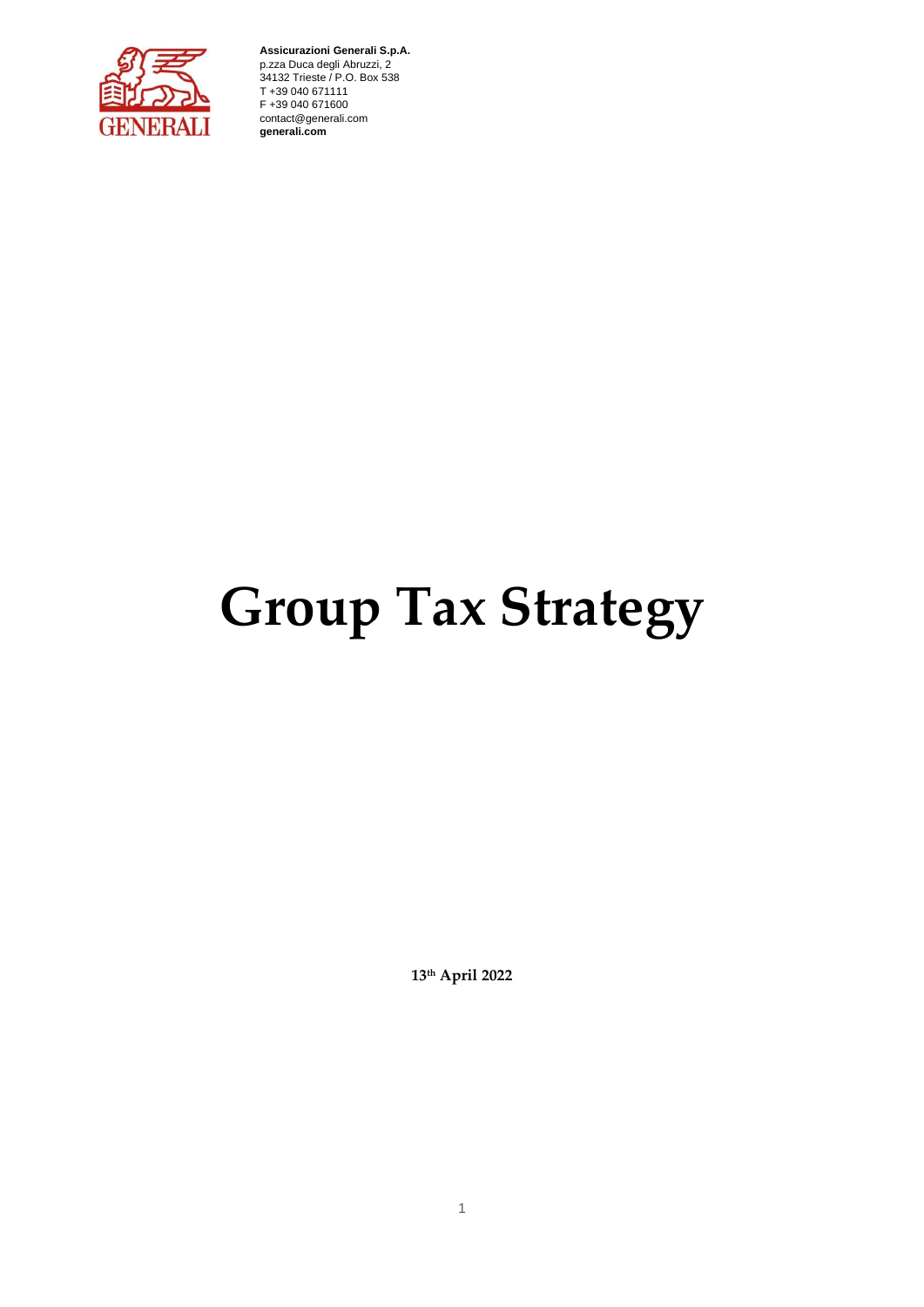**Assicurazioni Generali S.p.A.**
p.zza Duca degli Abruzzi, 2
34132 Trieste / P.O. Box 538
T +39 040 671111
F +39 040 671600
contact@generali.com
**generali.com**

# Group Tax Strategy

**13th April 2022**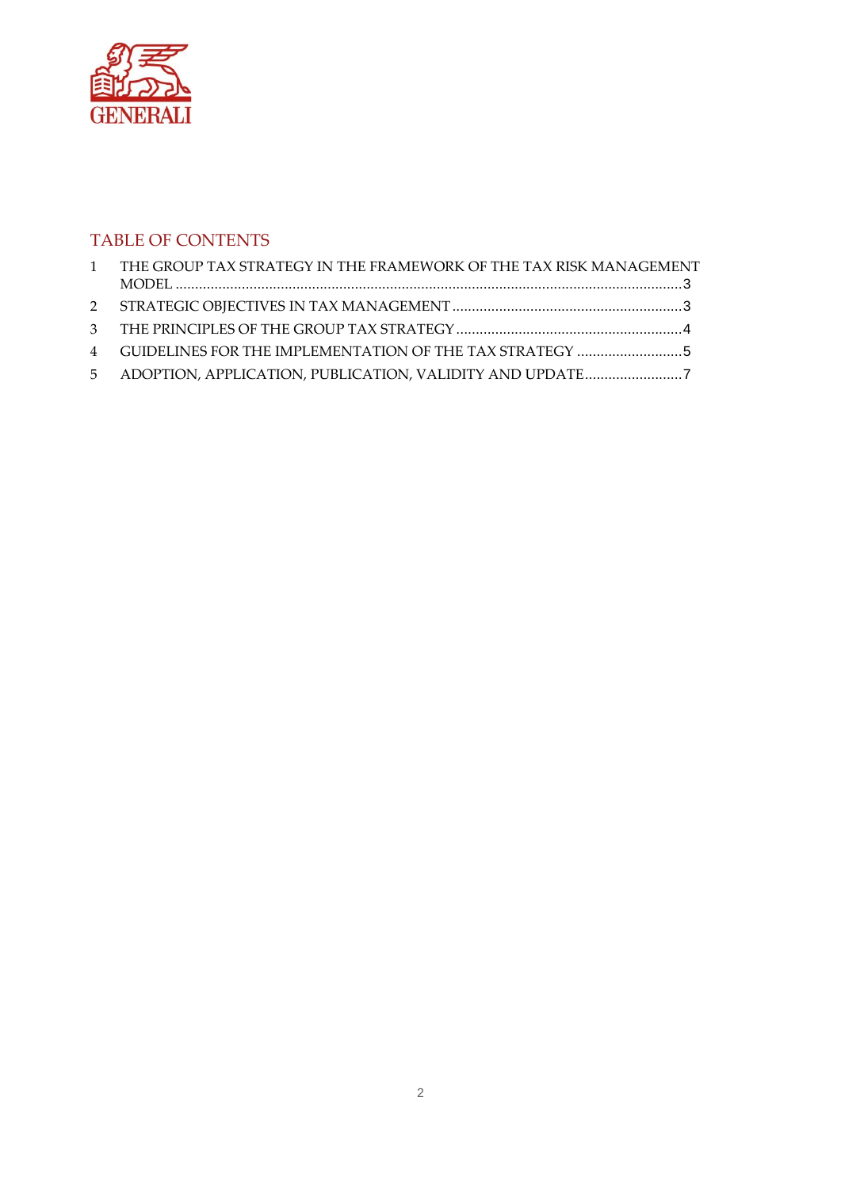## TABLE OF CONTENTS

1 THE GROUP TAX STRATEGY IN THE FRAMEWORK OF THE TAX RISK MANAGEMENT MODEL ..................................................................................................................................3

2 STRATEGIC OBJECTIVES IN TAX MANAGEMENT ............................................................3

3 THE PRINCIPLES OF THE GROUP TAX STRATEGY ...........................................................4

4 GUIDELINES FOR THE IMPLEMENTATION OF THE TAX STRATEGY ............................5

5 ADOPTION, APPLICATION, PUBLICATION, VALIDITY AND UPDATE..........................7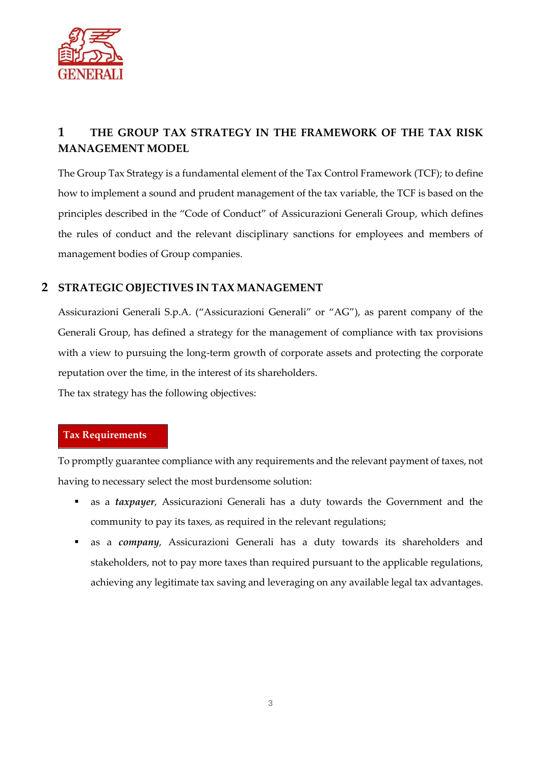## 1 THE GROUP TAX STRATEGY IN THE FRAMEWORK OF THE TAX RISK MANAGEMENT MODEL

The Group Tax Strategy is a fundamental element of the Tax Control Framework (TCF); to define how to implement a sound and prudent management of the tax variable, the TCF is based on the principles described in the "Code of Conduct" of Assicurazioni Generali Group, which defines the rules of conduct and the relevant disciplinary sanctions for employees and members of management bodies of Group companies.

## 2 STRATEGIC OBJECTIVES IN TAX MANAGEMENT

Assicurazioni Generali S.p.A. ("Assicurazioni Generali" or "AG"), as parent company of the Generali Group, has defined a strategy for the management of compliance with tax provisions with a view to pursuing the long-term growth of corporate assets and protecting the corporate reputation over the time, in the interest of its shareholders.

The tax strategy has the following objectives:

**Tax Requirements**

To promptly guarantee compliance with any requirements and the relevant payment of taxes, not having to necessary select the most burdensome solution:

- as a ***taxpayer***, Assicurazioni Generali has a duty towards the Government and the community to pay its taxes, as required in the relevant regulations;
- as a ***company***, Assicurazioni Generali has a duty towards its shareholders and stakeholders, not to pay more taxes than required pursuant to the applicable regulations, achieving any legitimate tax saving and leveraging on any available legal tax advantages.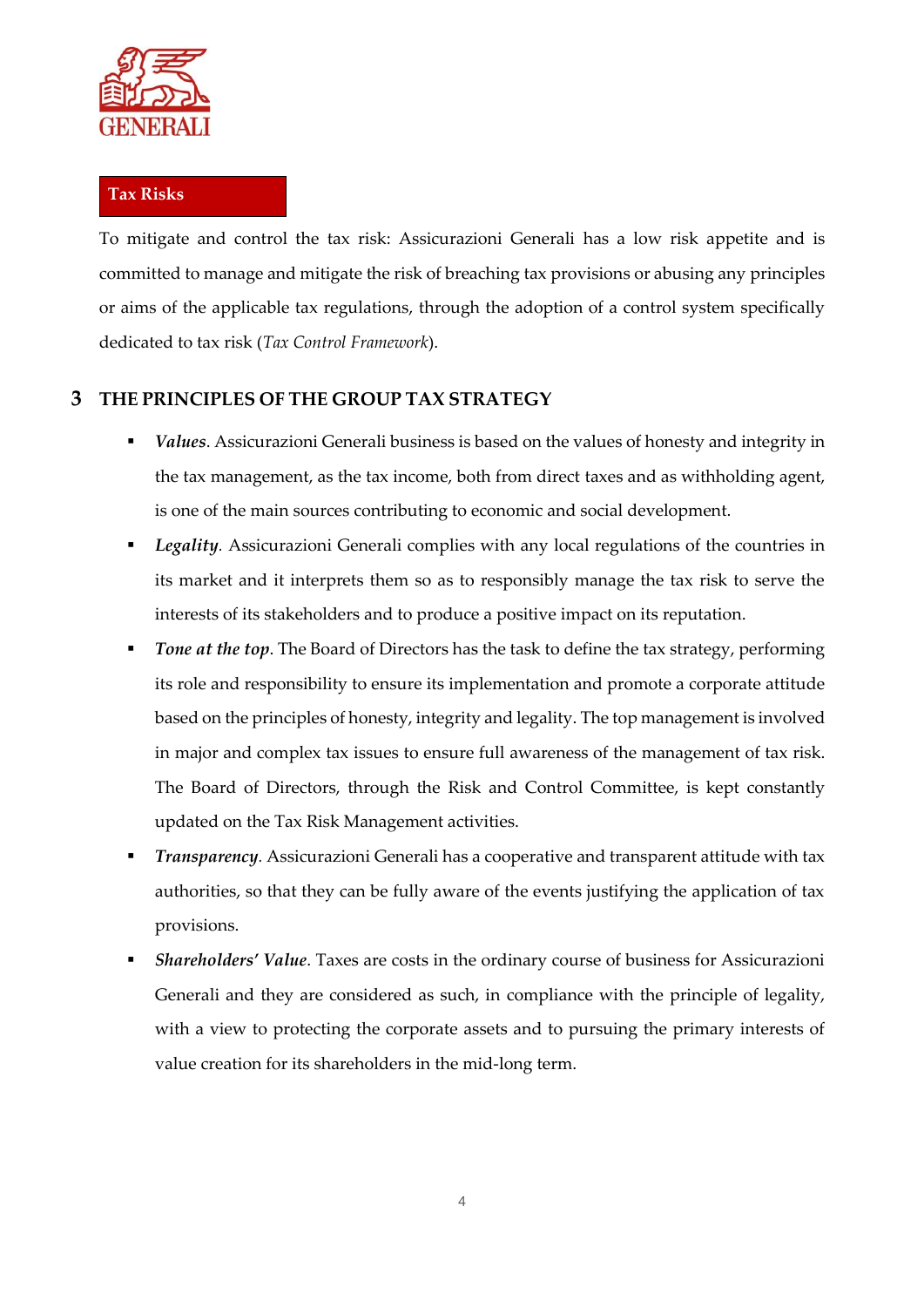**Tax Risks**

To mitigate and control the tax risk: Assicurazioni Generali has a low risk appetite and is committed to manage and mitigate the risk of breaching tax provisions or abusing any principles or aims of the applicable tax regulations, through the adoption of a control system specifically dedicated to tax risk (*Tax Control Framework*).

## 3 THE PRINCIPLES OF THE GROUP TAX STRATEGY

- ***Values***. Assicurazioni Generali business is based on the values of honesty and integrity in the tax management, as the tax income, both from direct taxes and as withholding agent, is one of the main sources contributing to economic and social development.
- ***Legality***. Assicurazioni Generali complies with any local regulations of the countries in its market and it interprets them so as to responsibly manage the tax risk to serve the interests of its stakeholders and to produce a positive impact on its reputation.
- ***Tone at the top***. The Board of Directors has the task to define the tax strategy, performing its role and responsibility to ensure its implementation and promote a corporate attitude based on the principles of honesty, integrity and legality. The top management is involved in major and complex tax issues to ensure full awareness of the management of tax risk. The Board of Directors, through the Risk and Control Committee, is kept constantly updated on the Tax Risk Management activities.
- ***Transparency***. Assicurazioni Generali has a cooperative and transparent attitude with tax authorities, so that they can be fully aware of the events justifying the application of tax provisions.
- ***Shareholders' Value***. Taxes are costs in the ordinary course of business for Assicurazioni Generali and they are considered as such, in compliance with the principle of legality, with a view to protecting the corporate assets and to pursuing the primary interests of value creation for its shareholders in the mid-long term.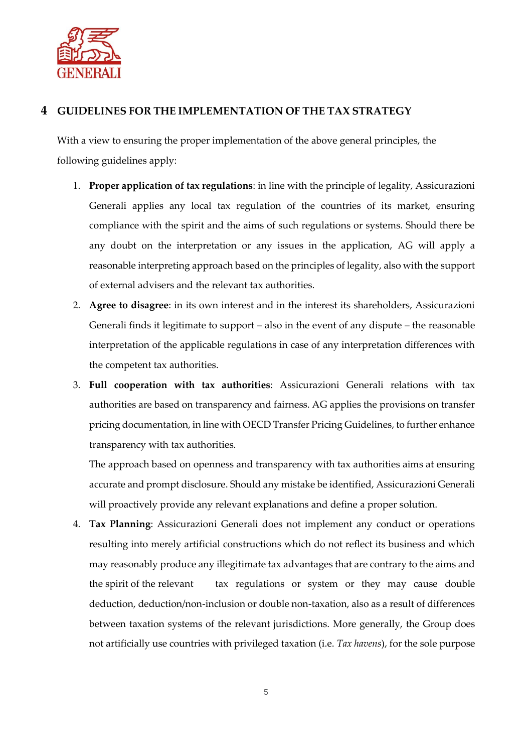## 4 GUIDELINES FOR THE IMPLEMENTATION OF THE TAX STRATEGY

With a view to ensuring the proper implementation of the above general principles, the following guidelines apply:

1. **Proper application of tax regulations**: in line with the principle of legality, Assicurazioni Generali applies any local tax regulation of the countries of its market, ensuring compliance with the spirit and the aims of such regulations or systems. Should there be any doubt on the interpretation or any issues in the application, AG will apply a reasonable interpreting approach based on the principles of legality, also with the support of external advisers and the relevant tax authorities.
2. **Agree to disagree**: in its own interest and in the interest its shareholders, Assicurazioni Generali finds it legitimate to support – also in the event of any dispute – the reasonable interpretation of the applicable regulations in case of any interpretation differences with the competent tax authorities.
3. **Full cooperation with tax authorities**: Assicurazioni Generali relations with tax authorities are based on transparency and fairness. AG applies the provisions on transfer pricing documentation, in line with OECD Transfer Pricing Guidelines, to further enhance transparency with tax authorities.

   The approach based on openness and transparency with tax authorities aims at ensuring accurate and prompt disclosure. Should any mistake be identified, Assicurazioni Generali will proactively provide any relevant explanations and define a proper solution.
4. **Tax Planning**: Assicurazioni Generali does not implement any conduct or operations resulting into merely artificial constructions which do not reflect its business and which may reasonably produce any illegitimate tax advantages that are contrary to the aims and the spirit of the relevant tax regulations or system or they may cause double deduction, deduction/non-inclusion or double non-taxation, also as a result of differences between taxation systems of the relevant jurisdictions. More generally, the Group does not artificially use countries with privileged taxation (i.e. *Tax havens*), for the sole purpose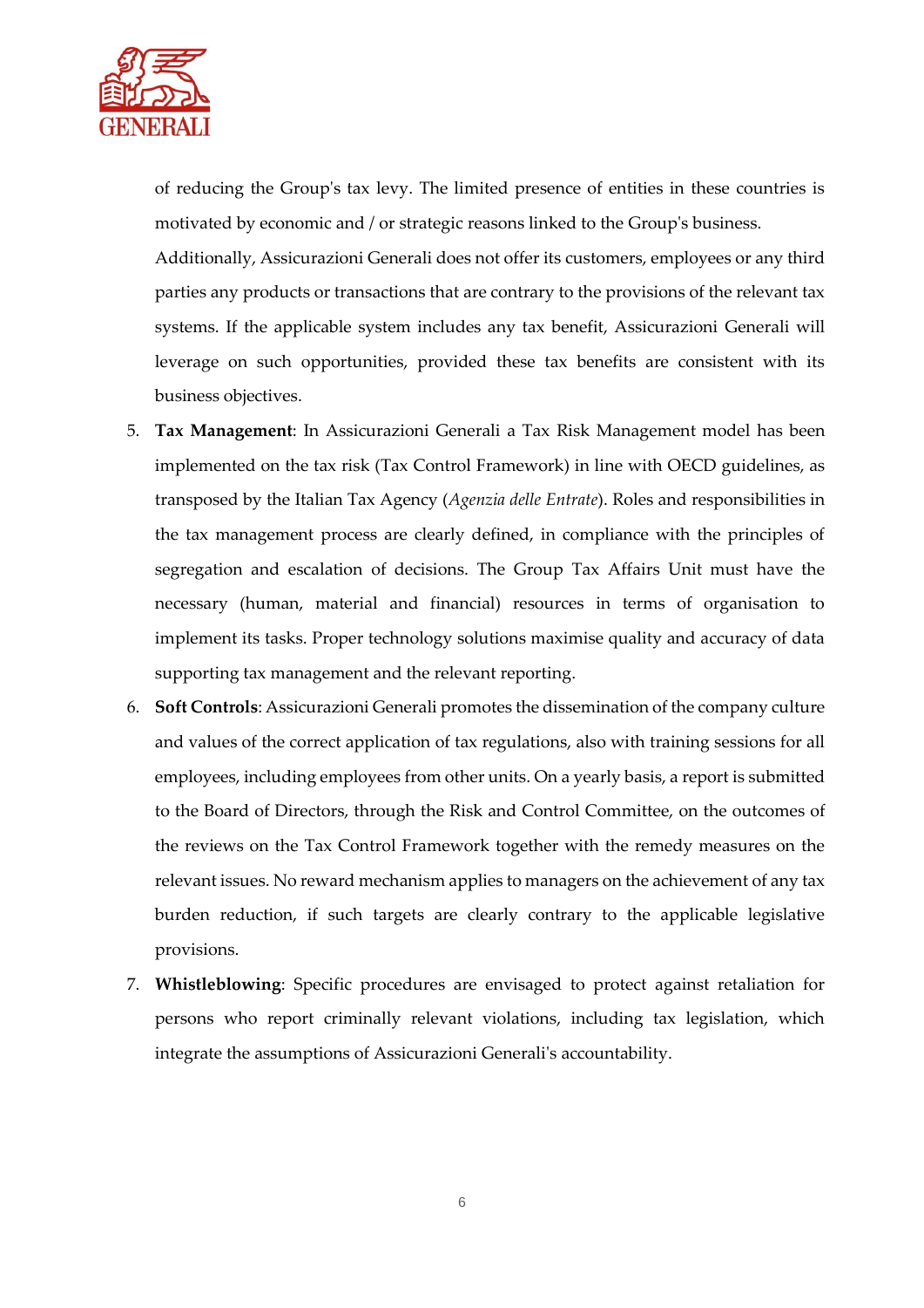of reducing the Group's tax levy. The limited presence of entities in these countries is motivated by economic and / or strategic reasons linked to the Group's business.

Additionally, Assicurazioni Generali does not offer its customers, employees or any third parties any products or transactions that are contrary to the provisions of the relevant tax systems. If the applicable system includes any tax benefit, Assicurazioni Generali will leverage on such opportunities, provided these tax benefits are consistent with its business objectives.

5. **Tax Management**: In Assicurazioni Generali a Tax Risk Management model has been implemented on the tax risk (Tax Control Framework) in line with OECD guidelines, as transposed by the Italian Tax Agency (*Agenzia delle Entrate*). Roles and responsibilities in the tax management process are clearly defined, in compliance with the principles of segregation and escalation of decisions. The Group Tax Affairs Unit must have the necessary (human, material and financial) resources in terms of organisation to implement its tasks. Proper technology solutions maximise quality and accuracy of data supporting tax management and the relevant reporting.
6. **Soft Controls**: Assicurazioni Generali promotes the dissemination of the company culture and values of the correct application of tax regulations, also with training sessions for all employees, including employees from other units. On a yearly basis, a report is submitted to the Board of Directors, through the Risk and Control Committee, on the outcomes of the reviews on the Tax Control Framework together with the remedy measures on the relevant issues. No reward mechanism applies to managers on the achievement of any tax burden reduction, if such targets are clearly contrary to the applicable legislative provisions.
7. **Whistleblowing**: Specific procedures are envisaged to protect against retaliation for persons who report criminally relevant violations, including tax legislation, which integrate the assumptions of Assicurazioni Generali's accountability.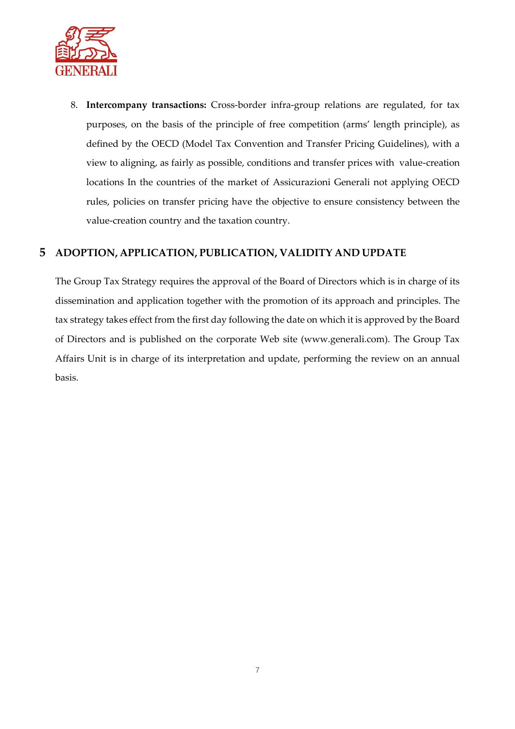8. **Intercompany transactions:** Cross-border infra-group relations are regulated, for tax purposes, on the basis of the principle of free competition (arms' length principle), as defined by the OECD (Model Tax Convention and Transfer Pricing Guidelines), with a view to aligning, as fairly as possible, conditions and transfer prices with value-creation locations In the countries of the market of Assicurazioni Generali not applying OECD rules, policies on transfer pricing have the objective to ensure consistency between the value-creation country and the taxation country.

## 5 ADOPTION, APPLICATION, PUBLICATION, VALIDITY AND UPDATE

The Group Tax Strategy requires the approval of the Board of Directors which is in charge of its dissemination and application together with the promotion of its approach and principles. The tax strategy takes effect from the first day following the date on which it is approved by the Board of Directors and is published on the corporate Web site (www.generali.com). The Group Tax Affairs Unit is in charge of its interpretation and update, performing the review on an annual basis.